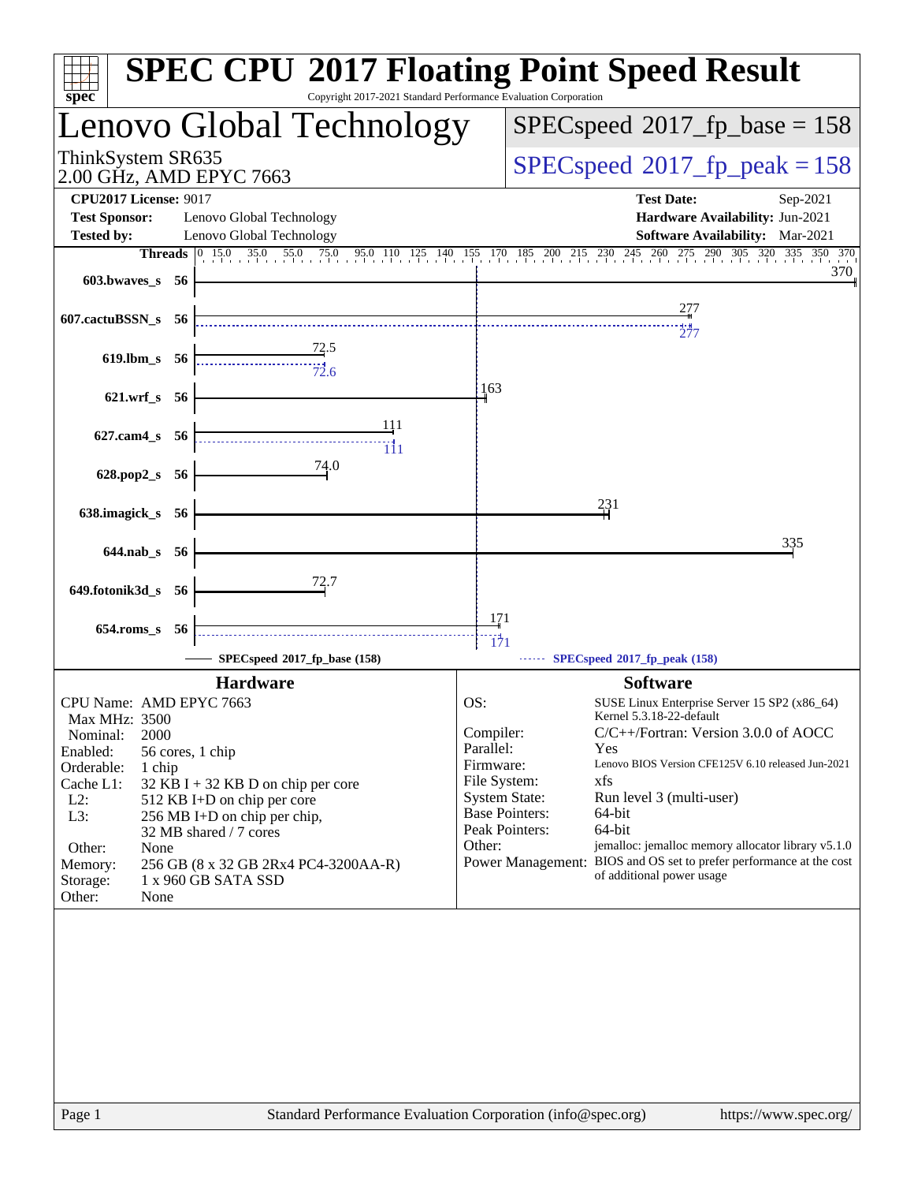# SPEC CPU 2017 Floating Point Speed Result

Copyright 2017-2021 Standard Performance Evaluation Corporation

## Lenovo Global Technology

ThinkSystem SR635
2.00 GHz, AMD EPYC 7663

SPECspeed 2017_fp_base = 158

SPECspeed 2017_fp_peak = 158

| | | | |
|---|---|---|---|
| **CPU2017 License:** | 9017 | **Test Date:** | Sep-2021 |
| **Test Sponsor:** | Lenovo Global Technology | **Hardware Availability:** | Jun-2021 |
| **Tested by:** | Lenovo Global Technology | **Software Availability:** | Mar-2021 |

| Benchmark | Threads | Base | Peak |
|---|---|---|---|
| 603.bwaves_s | 56 | 370 | 370 |
| 607.cactuBSSN_s | 56 | 277 | 277 |
| 619.lbm_s | 56 | 72.5 | 72.6 |
| 621.wrf_s | 56 | 163 | 163 |
| 627.cam4_s | 56 | 111 | 111 |
| 628.pop2_s | 56 | 74.0 | 74.0 |
| 638.imagick_s | 56 | 231 | 231 |
| 644.nab_s | 56 | 335 | 335 |
| 649.fotonik3d_s | 56 | 72.7 | 72.7 |
| 654.roms_s | 56 | 171 | 171 |

SPECspeed 2017_fp_base (158) — SPECspeed 2017_fp_peak (158)

### Hardware

| | |
|---|---|
| CPU Name: | AMD EPYC 7663 |
| Max MHz: | 3500 |
| Nominal: | 2000 |
| Enabled: | 56 cores, 1 chip |
| Orderable: | 1 chip |
| Cache L1: | 32 KB I + 32 KB D on chip per core |
| L2: | 512 KB I+D on chip per core |
| L3: | 256 MB I+D on chip per chip, 32 MB shared / 7 cores |
| Other: | None |
| Memory: | 256 GB (8 x 32 GB 2Rx4 PC4-3200AA-R) |
| Storage: | 1 x 960 GB SATA SSD |
| Other: | None |

### Software

| | |
|---|---|
| OS: | SUSE Linux Enterprise Server 15 SP2 (x86_64) Kernel 5.3.18-22-default |
| Compiler: | C/C++/Fortran: Version 3.0.0 of AOCC |
| Parallel: | Yes |
| Firmware: | Lenovo BIOS Version CFE125V 6.10 released Jun-2021 |
| File System: | xfs |
| System State: | Run level 3 (multi-user) |
| Base Pointers: | 64-bit |
| Peak Pointers: | 64-bit |
| Other: | jemalloc: jemalloc memory allocator library v5.1.0 |
| Power Management: | BIOS and OS set to prefer performance at the cost of additional power usage |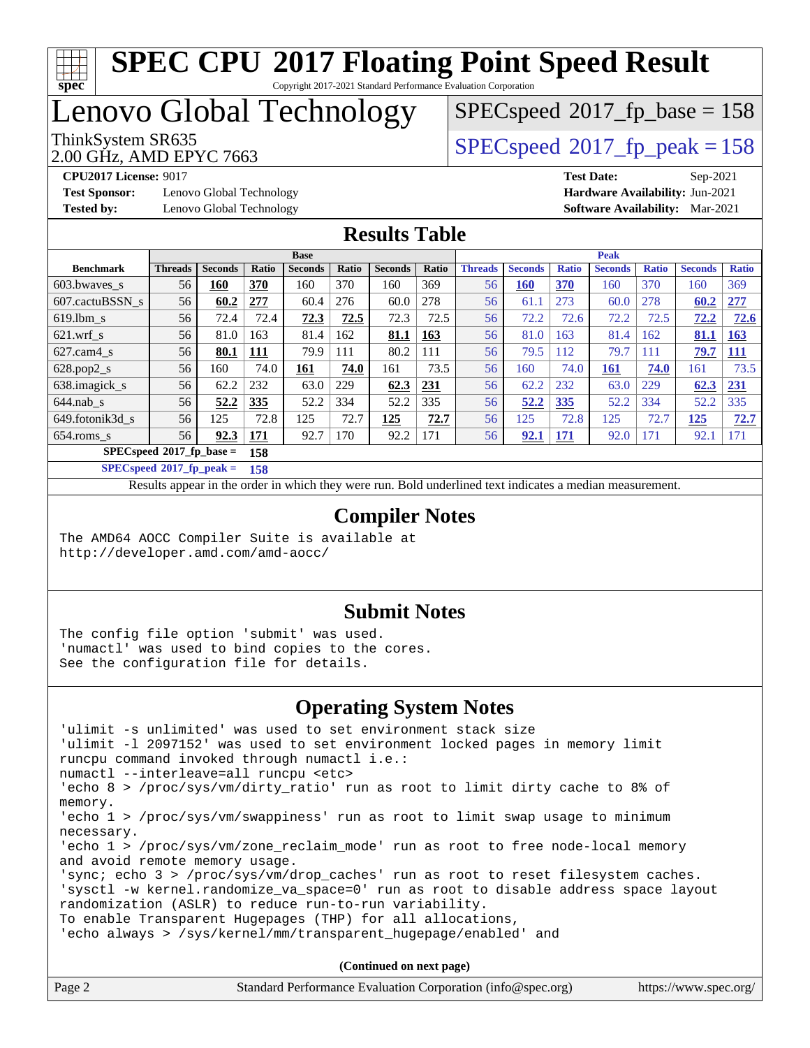# SPEC CPU 2017 Floating Point Speed Result

Copyright 2017-2021 Standard Performance Evaluation Corporation

## Lenovo Global Technology

ThinkSystem SR635
2.00 GHz, AMD EPYC 7663

SPECspeed 2017_fp_base = 158

SPECspeed 2017_fp_peak = 158

**CPU2017 License:** 9017
**Test Sponsor:** Lenovo Global Technology
**Tested by:** Lenovo Global Technology

**Test Date:** Sep-2021
**Hardware Availability:** Jun-2021
**Software Availability:** Mar-2021

## Results Table

| Benchmark | Base | | | | | | | Peak | | | | | | |
|---|---|---|---|---|---|---|---|---|---|---|---|---|---|---|
| | Threads | Seconds | Ratio | Seconds | Ratio | Seconds | Ratio | Threads | Seconds | Ratio | Seconds | Ratio | Seconds | Ratio |
| 603.bwaves_s | 56 | **160** | **370** | 160 | 370 | 160 | 369 | 56 | **160** | **370** | 160 | 370 | 160 | 369 |
| 607.cactuBSSN_s | 56 | **60.2** | **277** | 60.4 | 276 | 60.0 | 278 | 56 | 61.1 | 273 | 60.0 | 278 | **60.2** | **277** |
| 619.lbm_s | 56 | 72.4 | 72.4 | **72.3** | **72.5** | 72.3 | 72.5 | 56 | 72.2 | 72.6 | 72.2 | 72.5 | **72.2** | **72.6** |
| 621.wrf_s | 56 | 81.0 | 163 | 81.4 | 162 | **81.1** | **163** | 56 | 81.0 | 163 | 81.4 | 162 | **81.1** | **163** |
| 627.cam4_s | 56 | **80.1** | **111** | 79.9 | 111 | 80.2 | 111 | 56 | 79.5 | 112 | 79.7 | 111 | **79.7** | **111** |
| 628.pop2_s | 56 | 160 | 74.0 | **161** | **74.0** | 161 | 73.5 | 56 | 160 | 74.0 | **161** | **74.0** | 161 | 73.5 |
| 638.imagick_s | 56 | 62.2 | 232 | 63.0 | 229 | **62.3** | **231** | 56 | 62.2 | 232 | 63.0 | 229 | **62.3** | **231** |
| 644.nab_s | 56 | **52.2** | **335** | 52.2 | 334 | 52.2 | 335 | 56 | **52.2** | **335** | 52.2 | 334 | 52.2 | 335 |
| 649.fotonik3d_s | 56 | 125 | 72.8 | 125 | 72.7 | **125** | **72.7** | 56 | 125 | 72.8 | 125 | 72.7 | **125** | **72.7** |
| 654.roms_s | 56 | **92.3** | **171** | 92.7 | 170 | 92.2 | 171 | 56 | **92.1** | **171** | 92.0 | 171 | 92.1 | 171 |

**SPECspeed 2017_fp_base = 158**

**SPECspeed 2017_fp_peak = 158**

Results appear in the order in which they were run. Bold underlined text indicates a median measurement.

## Compiler Notes

```
The AMD64 AOCC Compiler Suite is available at
http://developer.amd.com/amd-aocc/
```

## Submit Notes

```
The config file option 'submit' was used.
'numactl' was used to bind copies to the cores.
See the configuration file for details.
```

## Operating System Notes

```
'ulimit -s unlimited' was used to set environment stack size
'ulimit -l 2097152' was used to set environment locked pages in memory limit
runcpu command invoked through numactl i.e.:
numactl --interleave=all runcpu <etc>
'echo 8 > /proc/sys/vm/dirty_ratio' run as root to limit dirty cache to 8% of
memory.
'echo 1 > /proc/sys/vm/swappiness' run as root to limit swap usage to minimum
necessary.
'echo 1 > /proc/sys/vm/zone_reclaim_mode' run as root to free node-local memory
and avoid remote memory usage.
'sync; echo 3 > /proc/sys/vm/drop_caches' run as root to reset filesystem caches.
'sysctl -w kernel.randomize_va_space=0' run as root to disable address space layout
randomization (ASLR) to reduce run-to-run variability.
To enable Transparent Hugepages (THP) for all allocations,
'echo always > /sys/kernel/mm/transparent_hugepage/enabled' and
```

(Continued on next page)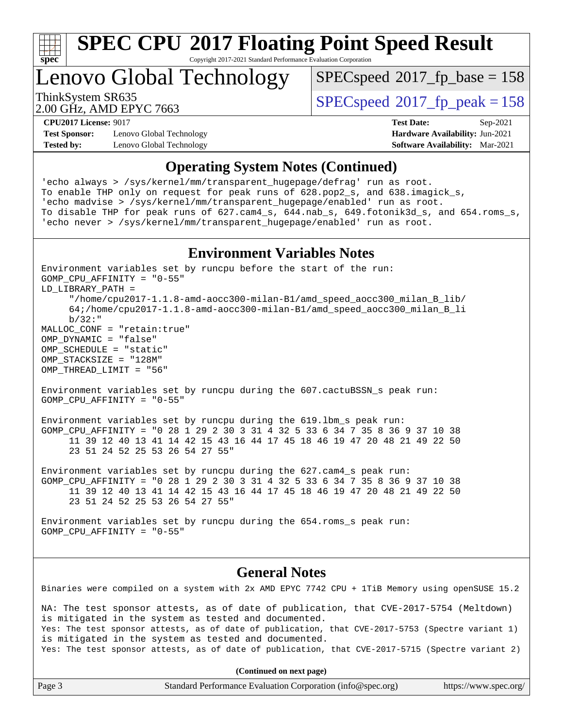# SPEC CPU 2017 Floating Point Speed Result

Copyright 2017-2021 Standard Performance Evaluation Corporation

## Lenovo Global Technology

ThinkSystem SR635
2.00 GHz, AMD EPYC 7663

SPECspeed 2017_fp_base = 158
SPECspeed 2017_fp_peak = 158

**CPU2017 License:** 9017
**Test Sponsor:** Lenovo Global Technology
**Tested by:** Lenovo Global Technology
**Test Date:** Sep-2021
**Hardware Availability:** Jun-2021
**Software Availability:** Mar-2021

### Operating System Notes (Continued)

```
'echo always > /sys/kernel/mm/transparent_hugepage/defrag' run as root.
To enable THP only on request for peak runs of 628.pop2_s, and 638.imagick_s,
'echo madvise > /sys/kernel/mm/transparent_hugepage/enabled' run as root.
To disable THP for peak runs of 627.cam4_s, 644.nab_s, 649.fotonik3d_s, and 654.roms_s,
'echo never > /sys/kernel/mm/transparent_hugepage/enabled' run as root.
```

### Environment Variables Notes

```
Environment variables set by runcpu before the start of the run:
GOMP_CPU_AFFINITY = "0-55"
LD_LIBRARY_PATH =
     "/home/cpu2017-1.1.8-amd-aocc300-milan-B1/amd_speed_aocc300_milan_B_lib/
     64;/home/cpu2017-1.1.8-amd-aocc300-milan-B1/amd_speed_aocc300_milan_B_li
     b/32:"
MALLOC_CONF = "retain:true"
OMP_DYNAMIC = "false"
OMP_SCHEDULE = "static"
OMP_STACKSIZE = "128M"
OMP_THREAD_LIMIT = "56"

Environment variables set by runcpu during the 607.cactuBSSN_s peak run:
GOMP_CPU_AFFINITY = "0-55"

Environment variables set by runcpu during the 619.lbm_s peak run:
GOMP_CPU_AFFINITY = "0 28 1 29 2 30 3 31 4 32 5 33 6 34 7 35 8 36 9 37 10 38
     11 39 12 40 13 41 14 42 15 43 16 44 17 45 18 46 19 47 20 48 21 49 22 50
     23 51 24 52 25 53 26 54 27 55"

Environment variables set by runcpu during the 627.cam4_s peak run:
GOMP_CPU_AFFINITY = "0 28 1 29 2 30 3 31 4 32 5 33 6 34 7 35 8 36 9 37 10 38
     11 39 12 40 13 41 14 42 15 43 16 44 17 45 18 46 19 47 20 48 21 49 22 50
     23 51 24 52 25 53 26 54 27 55"

Environment variables set by runcpu during the 654.roms_s peak run:
GOMP_CPU_AFFINITY = "0-55"
```

### General Notes

```
Binaries were compiled on a system with 2x AMD EPYC 7742 CPU + 1TiB Memory using openSUSE 15.2

NA: The test sponsor attests, as of date of publication, that CVE-2017-5754 (Meltdown)
is mitigated in the system as tested and documented.
Yes: The test sponsor attests, as of date of publication, that CVE-2017-5753 (Spectre variant 1)
is mitigated in the system as tested and documented.
Yes: The test sponsor attests, as of date of publication, that CVE-2017-5715 (Spectre variant 2)
```

**(Continued on next page)**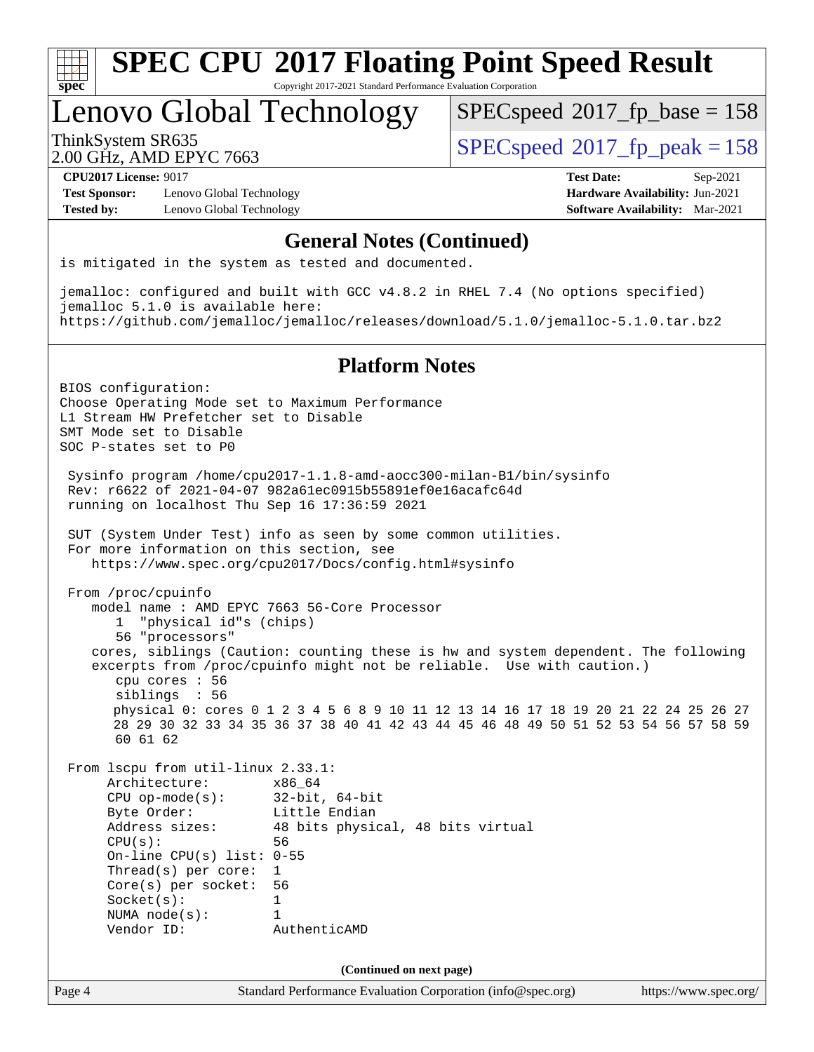# SPEC CPU 2017 Floating Point Speed Result

Copyright 2017-2021 Standard Performance Evaluation Corporation

## Lenovo Global Technology

ThinkSystem SR635
2.00 GHz, AMD EPYC 7663

SPECspeed 2017_fp_base = 158
SPECspeed 2017_fp_peak = 158

**CPU2017 License:** 9017
**Test Sponsor:** Lenovo Global Technology
**Tested by:** Lenovo Global Technology
**Test Date:** Sep-2021
**Hardware Availability:** Jun-2021
**Software Availability:** Mar-2021

### General Notes (Continued)

```
is mitigated in the system as tested and documented.

jemalloc: configured and built with GCC v4.8.2 in RHEL 7.4 (No options specified)
jemalloc 5.1.0 is available here:
https://github.com/jemalloc/jemalloc/releases/download/5.1.0/jemalloc-5.1.0.tar.bz2
```

### Platform Notes

```
BIOS configuration:
Choose Operating Mode set to Maximum Performance
L1 Stream HW Prefetcher set to Disable
SMT Mode set to Disable
SOC P-states set to P0

 Sysinfo program /home/cpu2017-1.1.8-amd-aocc300-milan-B1/bin/sysinfo
 Rev: r6622 of 2021-04-07 982a61ec0915b55891ef0e16acafc64d
 running on localhost Thu Sep 16 17:36:59 2021

 SUT (System Under Test) info as seen by some common utilities.
 For more information on this section, see
    https://www.spec.org/cpu2017/Docs/config.html#sysinfo

 From /proc/cpuinfo
    model name : AMD EPYC 7663 56-Core Processor
       1  "physical id"s (chips)
       56 "processors"
    cores, siblings (Caution: counting these is hw and system dependent. The following
    excerpts from /proc/cpuinfo might not be reliable.  Use with caution.)
       cpu cores : 56
       siblings  : 56
       physical 0: cores 0 1 2 3 4 5 6 8 9 10 11 12 13 14 16 17 18 19 20 21 22 24 25 26 27
       28 29 30 32 33 34 35 36 37 38 40 41 42 43 44 45 46 48 49 50 51 52 53 54 56 57 58 59
       60 61 62

 From lscpu from util-linux 2.33.1:
      Architecture:        x86_64
      CPU op-mode(s):      32-bit, 64-bit
      Byte Order:          Little Endian
      Address sizes:       48 bits physical, 48 bits virtual
      CPU(s):              56
      On-line CPU(s) list: 0-55
      Thread(s) per core:  1
      Core(s) per socket:  56
      Socket(s):           1
      NUMA node(s):        1
      Vendor ID:           AuthenticAMD
```

(Continued on next page)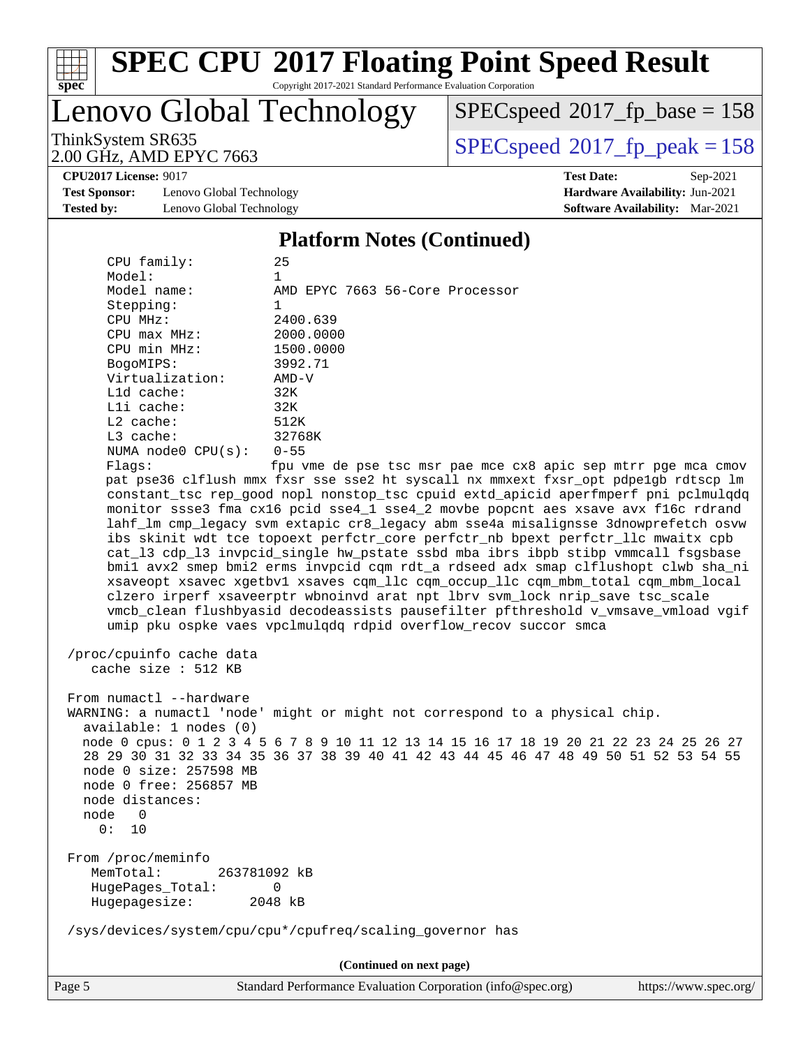## Platform Notes (Continued)

```
     CPU family:          25
     Model:               1
     Model name:          AMD EPYC 7663 56-Core Processor
     Stepping:            1
     CPU MHz:             2400.639
     CPU max MHz:         2000.0000
     CPU min MHz:         1500.0000
     BogoMIPS:            3992.71
     Virtualization:      AMD-V
     L1d cache:           32K
     L1i cache:           32K
     L2 cache:            512K
     L3 cache:            32768K
     NUMA node0 CPU(s):   0-55
     Flags:               fpu vme de pse tsc msr pae mce cx8 apic sep mtrr pge mca cmov
     pat pse36 clflush mmx fxsr sse sse2 ht syscall nx mmxext fxsr_opt pdpe1gb rdtscp lm
     constant_tsc rep_good nopl nonstop_tsc cpuid extd_apicid aperfmperf pni pclmulqdq
     monitor ssse3 fma cx16 pcid sse4_1 sse4_2 movbe popcnt aes xsave avx f16c rdrand
     lahf_lm cmp_legacy svm extapic cr8_legacy abm sse4a misalignsse 3dnowprefetch osvw
     ibs skinit wdt tce topoext perfctr_core perfctr_nb bpext perfctr_llc mwaitx cpb
     cat_l3 cdp_l3 invpcid_single hw_pstate ssbd mba ibrs ibpb stibp vmmcall fsgsbase
     bmi1 avx2 smep bmi2 erms invpcid cqm rdt_a rdseed adx smap clflushopt clwb sha_ni
     xsaveopt xsavec xgetbv1 xsaves cqm_llc cqm_occup_llc cqm_mbm_total cqm_mbm_local
     clzero irperf xsaveerptr wbnoinvd arat npt lbrv svm_lock nrip_save tsc_scale
     vmcb_clean flushbyasid decodeassists pausefilter pfthreshold v_vmsave_vmload vgif
     umip pku ospke vaes vpclmulqdq rdpid overflow_recov succor smca

 /proc/cpuinfo cache data
    cache size : 512 KB

 From numactl --hardware
 WARNING: a numactl 'node' might or might not correspond to a physical chip.
   available: 1 nodes (0)
   node 0 cpus: 0 1 2 3 4 5 6 7 8 9 10 11 12 13 14 15 16 17 18 19 20 21 22 23 24 25 26 27
   28 29 30 31 32 33 34 35 36 37 38 39 40 41 42 43 44 45 46 47 48 49 50 51 52 53 54 55
   node 0 size: 257598 MB
   node 0 free: 256857 MB
   node distances:
   node   0
     0:  10

 From /proc/meminfo
    MemTotal:       263781092 kB
    HugePages_Total:       0
    Hugepagesize:       2048 kB

 /sys/devices/system/cpu/cpu*/cpufreq/scaling_governor has
```

(Continued on next page)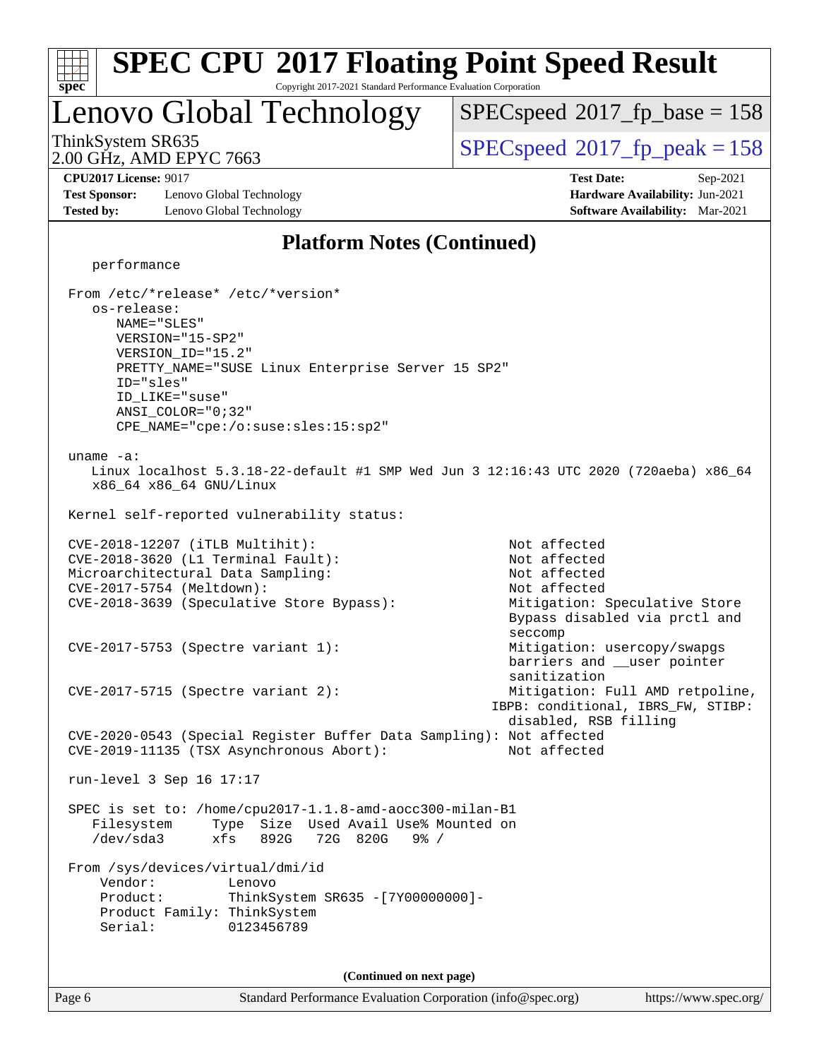## Platform Notes (Continued)

```
   performance

 From /etc/*release* /etc/*version*
    os-release:
       NAME="SLES"
       VERSION="15-SP2"
       VERSION_ID="15.2"
       PRETTY_NAME="SUSE Linux Enterprise Server 15 SP2"
       ID="sles"
       ID_LIKE="suse"
       ANSI_COLOR="0;32"
       CPE_NAME="cpe:/o:suse:sles:15:sp2"

 uname -a:
    Linux localhost 5.3.18-22-default #1 SMP Wed Jun 3 12:16:43 UTC 2020 (720aeba) x86_64
    x86_64 x86_64 GNU/Linux

 Kernel self-reported vulnerability status:

 CVE-2018-12207 (iTLB Multihit):                          Not affected
 CVE-2018-3620 (L1 Terminal Fault):                       Not affected
 Microarchitectural Data Sampling:                        Not affected
 CVE-2017-5754 (Meltdown):                                Not affected
 CVE-2018-3639 (Speculative Store Bypass):                Mitigation: Speculative Store
                                                          Bypass disabled via prctl and
                                                          seccomp
 CVE-2017-5753 (Spectre variant 1):                       Mitigation: usercopy/swapgs
                                                          barriers and __user pointer
                                                          sanitization
 CVE-2017-5715 (Spectre variant 2):                       Mitigation: Full AMD retpoline,
                                                        IBPB: conditional, IBRS_FW, STIBP:
                                                          disabled, RSB filling
 CVE-2020-0543 (Special Register Buffer Data Sampling): Not affected
 CVE-2019-11135 (TSX Asynchronous Abort):                 Not affected

 run-level 3 Sep 16 17:17

 SPEC is set to: /home/cpu2017-1.1.8-amd-aocc300-milan-B1
    Filesystem     Type  Size  Used Avail Use% Mounted on
    /dev/sda3      xfs   892G   72G  820G   9% /

 From /sys/devices/virtual/dmi/id
     Vendor:         Lenovo
     Product:        ThinkSystem SR635 -[7Y00000000]-
     Product Family: ThinkSystem
     Serial:         0123456789
```

(Continued on next page)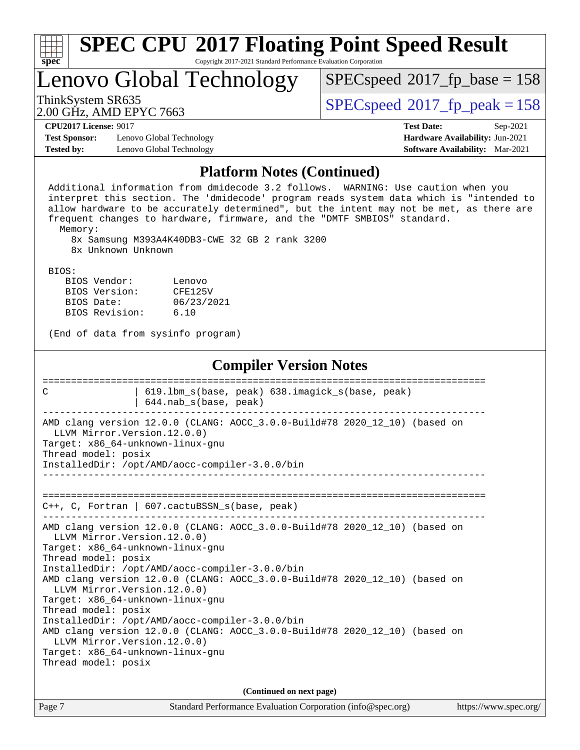# Lenovo Global Technology

ThinkSystem SR635
2.00 GHz, AMD EPYC 7663

SPECspeed 2017_fp_base = 158
SPECspeed 2017_fp_peak = 158

**CPU2017 License:** 9017
**Test Sponsor:** Lenovo Global Technology
**Tested by:** Lenovo Global Technology

**Test Date:** Sep-2021
**Hardware Availability:** Jun-2021
**Software Availability:** Mar-2021

## Platform Notes (Continued)

```
 Additional information from dmidecode 3.2 follows.  WARNING: Use caution when you
 interpret this section. The 'dmidecode' program reads system data which is "intended to
 allow hardware to be accurately determined", but the intent may not be met, as there are
 frequent changes to hardware, firmware, and the "DMTF SMBIOS" standard.
   Memory:
     8x Samsung M393A4K40DB3-CWE 32 GB 2 rank 3200
     8x Unknown Unknown

 BIOS:
    BIOS Vendor:       Lenovo
    BIOS Version:      CFE125V
    BIOS Date:         06/23/2021
    BIOS Revision:     6.10

 (End of data from sysinfo program)
```

## Compiler Version Notes

```
==============================================================================
C               | 619.lbm_s(base, peak) 638.imagick_s(base, peak)
                | 644.nab_s(base, peak)
------------------------------------------------------------------------------
AMD clang version 12.0.0 (CLANG: AOCC_3.0.0-Build#78 2020_12_10) (based on
  LLVM Mirror.Version.12.0.0)
Target: x86_64-unknown-linux-gnu
Thread model: posix
InstalledDir: /opt/AMD/aocc-compiler-3.0.0/bin
------------------------------------------------------------------------------

==============================================================================
C++, C, Fortran | 607.cactuBSSN_s(base, peak)
------------------------------------------------------------------------------
AMD clang version 12.0.0 (CLANG: AOCC_3.0.0-Build#78 2020_12_10) (based on
  LLVM Mirror.Version.12.0.0)
Target: x86_64-unknown-linux-gnu
Thread model: posix
InstalledDir: /opt/AMD/aocc-compiler-3.0.0/bin
AMD clang version 12.0.0 (CLANG: AOCC_3.0.0-Build#78 2020_12_10) (based on
  LLVM Mirror.Version.12.0.0)
Target: x86_64-unknown-linux-gnu
Thread model: posix
InstalledDir: /opt/AMD/aocc-compiler-3.0.0/bin
AMD clang version 12.0.0 (CLANG: AOCC_3.0.0-Build#78 2020_12_10) (based on
  LLVM Mirror.Version.12.0.0)
Target: x86_64-unknown-linux-gnu
Thread model: posix
```

(Continued on next page)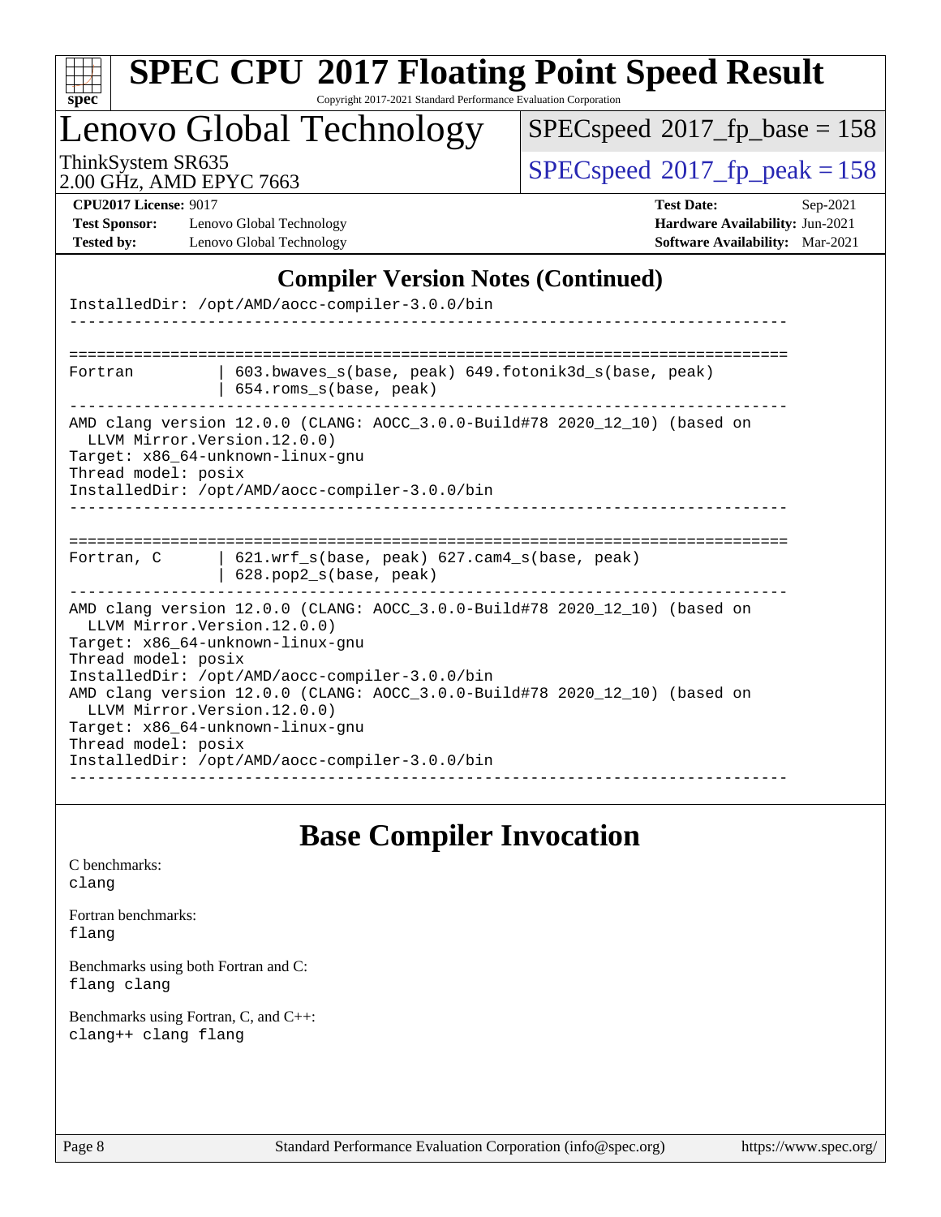## Compiler Version Notes (Continued)

```
InstalledDir: /opt/AMD/aocc-compiler-3.0.0/bin
------------------------------------------------------------------------------

==============================================================================
Fortran         | 603.bwaves_s(base, peak) 649.fotonik3d_s(base, peak)
                | 654.roms_s(base, peak)
------------------------------------------------------------------------------
AMD clang version 12.0.0 (CLANG: AOCC_3.0.0-Build#78 2020_12_10) (based on
  LLVM Mirror.Version.12.0.0)
Target: x86_64-unknown-linux-gnu
Thread model: posix
InstalledDir: /opt/AMD/aocc-compiler-3.0.0/bin
------------------------------------------------------------------------------

==============================================================================
Fortran, C      | 621.wrf_s(base, peak) 627.cam4_s(base, peak)
                | 628.pop2_s(base, peak)
------------------------------------------------------------------------------
AMD clang version 12.0.0 (CLANG: AOCC_3.0.0-Build#78 2020_12_10) (based on
  LLVM Mirror.Version.12.0.0)
Target: x86_64-unknown-linux-gnu
Thread model: posix
InstalledDir: /opt/AMD/aocc-compiler-3.0.0/bin
AMD clang version 12.0.0 (CLANG: AOCC_3.0.0-Build#78 2020_12_10) (based on
  LLVM Mirror.Version.12.0.0)
Target: x86_64-unknown-linux-gnu
Thread model: posix
InstalledDir: /opt/AMD/aocc-compiler-3.0.0/bin
------------------------------------------------------------------------------
```

## Base Compiler Invocation

C benchmarks:
`clang`

Fortran benchmarks:
`flang`

Benchmarks using both Fortran and C:
`flang clang`

Benchmarks using Fortran, C, and C++:
`clang++ clang flang`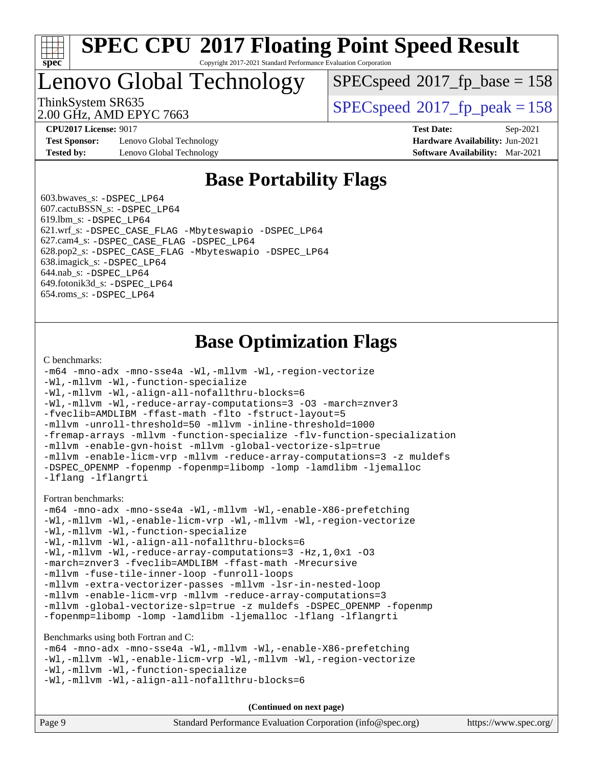# SPEC CPU 2017 Floating Point Speed Result

Copyright 2017-2021 Standard Performance Evaluation Corporation

## Lenovo Global Technology

ThinkSystem SR635
2.00 GHz, AMD EPYC 7663

SPECspeed 2017_fp_base = 158

SPECspeed 2017_fp_peak = 158

**CPU2017 License:** 9017
**Test Sponsor:** Lenovo Global Technology
**Tested by:** Lenovo Global Technology

**Test Date:** Sep-2021
**Hardware Availability:** Jun-2021
**Software Availability:** Mar-2021

## Base Portability Flags

603.bwaves_s: -DSPEC_LP64
607.cactuBSSN_s: -DSPEC_LP64
619.lbm_s: -DSPEC_LP64
621.wrf_s: -DSPEC_CASE_FLAG -Mbyteswapio -DSPEC_LP64
627.cam4_s: -DSPEC_CASE_FLAG -DSPEC_LP64
628.pop2_s: -DSPEC_CASE_FLAG -Mbyteswapio -DSPEC_LP64
638.imagick_s: -DSPEC_LP64
644.nab_s: -DSPEC_LP64
649.fotonik3d_s: -DSPEC_LP64
654.roms_s: -DSPEC_LP64

## Base Optimization Flags

C benchmarks:

```
-m64 -mno-adx -mno-sse4a -Wl,-mllvm -Wl,-region-vectorize
-Wl,-mllvm -Wl,-function-specialize
-Wl,-mllvm -Wl,-align-all-nofallthru-blocks=6
-Wl,-mllvm -Wl,-reduce-array-computations=3 -O3 -march=znver3
-fveclib=AMDLIBM -ffast-math -flto -fstruct-layout=5
-mllvm -unroll-threshold=50 -mllvm -inline-threshold=1000
-fremap-arrays -mllvm -function-specialize -flv-function-specialization
-mllvm -enable-gvn-hoist -mllvm -global-vectorize-slp=true
-mllvm -enable-licm-vrp -mllvm -reduce-array-computations=3 -z muldefs
-DSPEC_OPENMP -fopenmp -fopenmp=libomp -lomp -lamdlibm -ljemalloc
-lflang -lflangrti
```

Fortran benchmarks:

```
-m64 -mno-adx -mno-sse4a -Wl,-mllvm -Wl,-enable-X86-prefetching
-Wl,-mllvm -Wl,-enable-licm-vrp -Wl,-mllvm -Wl,-region-vectorize
-Wl,-mllvm -Wl,-function-specialize
-Wl,-mllvm -Wl,-align-all-nofallthru-blocks=6
-Wl,-mllvm -Wl,-reduce-array-computations=3 -Hz,1,0x1 -O3
-march=znver3 -fveclib=AMDLIBM -ffast-math -Mrecursive
-mllvm -fuse-tile-inner-loop -funroll-loops
-mllvm -extra-vectorizer-passes -mllvm -lsr-in-nested-loop
-mllvm -enable-licm-vrp -mllvm -reduce-array-computations=3
-mllvm -global-vectorize-slp=true -z muldefs -DSPEC_OPENMP -fopenmp
-fopenmp=libomp -lomp -lamdlibm -ljemalloc -lflang -lflangrti
```

Benchmarks using both Fortran and C:

```
-m64 -mno-adx -mno-sse4a -Wl,-mllvm -Wl,-enable-X86-prefetching
-Wl,-mllvm -Wl,-enable-licm-vrp -Wl,-mllvm -Wl,-region-vectorize
-Wl,-mllvm -Wl,-function-specialize
-Wl,-mllvm -Wl,-align-all-nofallthru-blocks=6
```

**(Continued on next page)**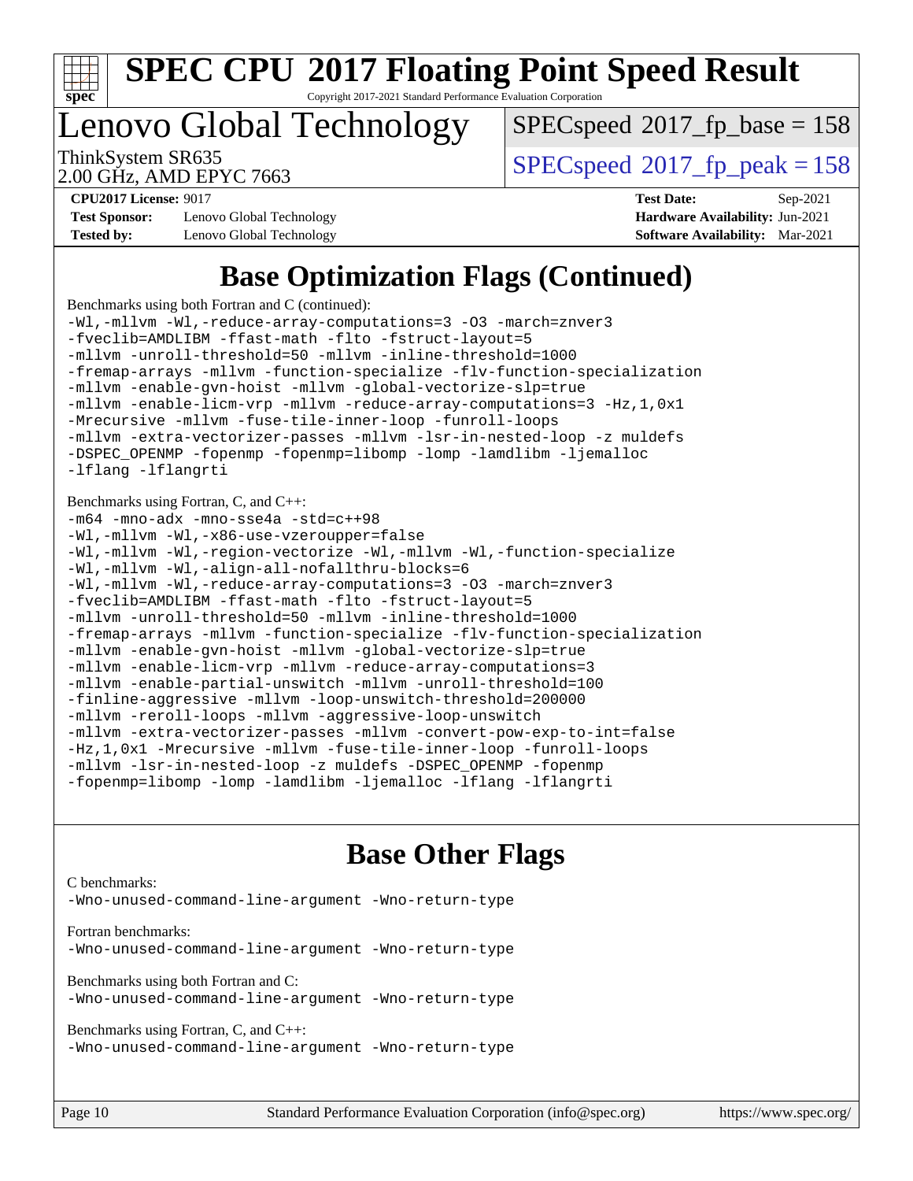# SPEC CPU 2017 Floating Point Speed Result

Copyright 2017-2021 Standard Performance Evaluation Corporation

## Lenovo Global Technology

ThinkSystem SR635
2.00 GHz, AMD EPYC 7663

SPECspeed 2017_fp_base = 158
SPECspeed 2017_fp_peak = 158

**CPU2017 License:** 9017
**Test Sponsor:** Lenovo Global Technology
**Tested by:** Lenovo Global Technology

**Test Date:** Sep-2021
**Hardware Availability:** Jun-2021
**Software Availability:** Mar-2021

## Base Optimization Flags (Continued)

Benchmarks using both Fortran and C (continued):

```
-Wl,-mllvm -Wl,-reduce-array-computations=3 -O3 -march=znver3
-fveclib=AMDLIBM -ffast-math -flto -fstruct-layout=5
-mllvm -unroll-threshold=50 -mllvm -inline-threshold=1000
-fremap-arrays -mllvm -function-specialize -flv-function-specialization
-mllvm -enable-gvn-hoist -mllvm -global-vectorize-slp=true
-mllvm -enable-licm-vrp -mllvm -reduce-array-computations=3 -Hz,1,0x1
-Mrecursive -mllvm -fuse-tile-inner-loop -funroll-loops
-mllvm -extra-vectorizer-passes -mllvm -lsr-in-nested-loop -z muldefs
-DSPEC_OPENMP -fopenmp -fopenmp=libomp -lomp -lamdlibm -ljemalloc
-lflang -lflangrti
```

Benchmarks using Fortran, C, and C++:

```
-m64 -mno-adx -mno-sse4a -std=c++98
-Wl,-mllvm -Wl,-x86-use-vzeroupper=false
-Wl,-mllvm -Wl,-region-vectorize -Wl,-mllvm -Wl,-function-specialize
-Wl,-mllvm -Wl,-align-all-nofallthru-blocks=6
-Wl,-mllvm -Wl,-reduce-array-computations=3 -O3 -march=znver3
-fveclib=AMDLIBM -ffast-math -flto -fstruct-layout=5
-mllvm -unroll-threshold=50 -mllvm -inline-threshold=1000
-fremap-arrays -mllvm -function-specialize -flv-function-specialization
-mllvm -enable-gvn-hoist -mllvm -global-vectorize-slp=true
-mllvm -enable-licm-vrp -mllvm -reduce-array-computations=3
-mllvm -enable-partial-unswitch -mllvm -unroll-threshold=100
-finline-aggressive -mllvm -loop-unswitch-threshold=200000
-mllvm -reroll-loops -mllvm -aggressive-loop-unswitch
-mllvm -extra-vectorizer-passes -mllvm -convert-pow-exp-to-int=false
-Hz,1,0x1 -Mrecursive -mllvm -fuse-tile-inner-loop -funroll-loops
-mllvm -lsr-in-nested-loop -z muldefs -DSPEC_OPENMP -fopenmp
-fopenmp=libomp -lomp -lamdlibm -ljemalloc -lflang -lflangrti
```

## Base Other Flags

C benchmarks:

```
-Wno-unused-command-line-argument -Wno-return-type
```

Fortran benchmarks:

```
-Wno-unused-command-line-argument -Wno-return-type
```

Benchmarks using both Fortran and C:

```
-Wno-unused-command-line-argument -Wno-return-type
```

Benchmarks using Fortran, C, and C++:

```
-Wno-unused-command-line-argument -Wno-return-type
```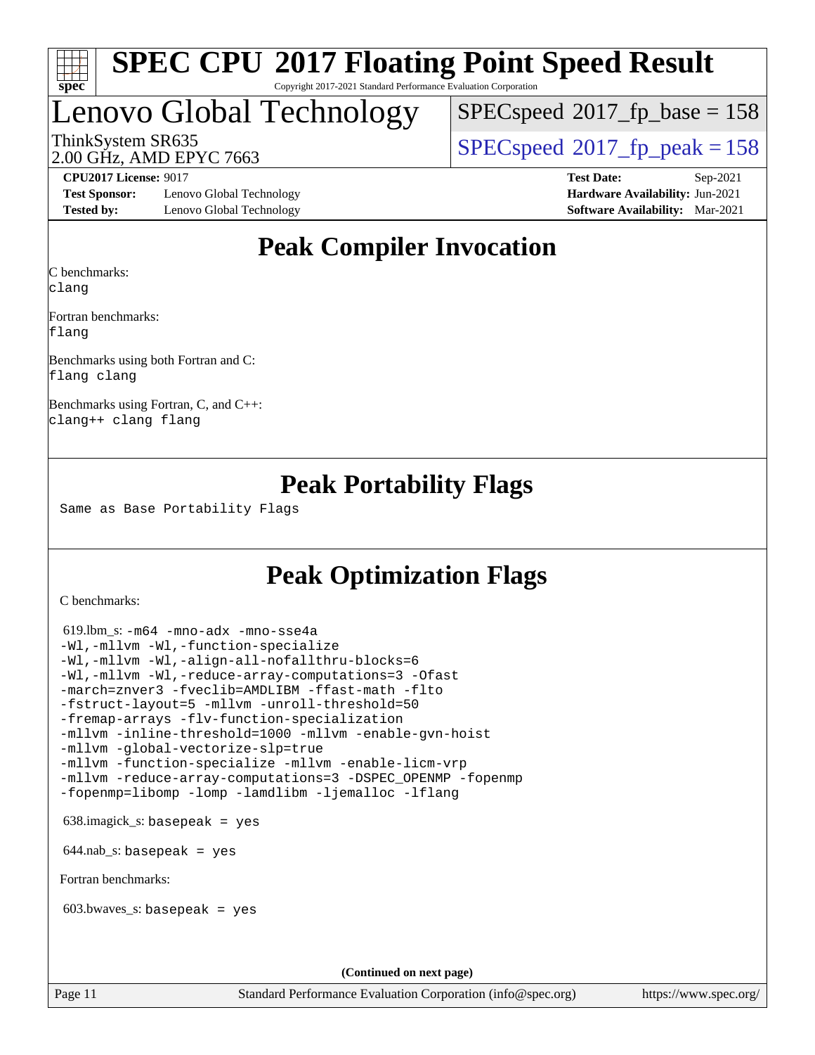# SPEC CPU 2017 Floating Point Speed Result

Copyright 2017-2021 Standard Performance Evaluation Corporation

## Lenovo Global Technology

ThinkSystem SR635
2.00 GHz, AMD EPYC 7663

SPECspeed 2017_fp_base = 158

SPECspeed 2017_fp_peak = 158

**CPU2017 License:** 9017
**Test Sponsor:** Lenovo Global Technology
**Tested by:** Lenovo Global Technology

**Test Date:** Sep-2021
**Hardware Availability:** Jun-2021
**Software Availability:** Mar-2021

## Peak Compiler Invocation

C benchmarks:
clang

Fortran benchmarks:
flang

Benchmarks using both Fortran and C:
flang clang

Benchmarks using Fortran, C, and C++:
clang++ clang flang

## Peak Portability Flags

Same as Base Portability Flags

## Peak Optimization Flags

C benchmarks:

619.lbm_s: -m64 -mno-adx -mno-sse4a
-Wl,-mllvm -Wl,-function-specialize
-Wl,-mllvm -Wl,-align-all-nofallthru-blocks=6
-Wl,-mllvm -Wl,-reduce-array-computations=3 -Ofast
-march=znver3 -fveclib=AMDLIBM -ffast-math -flto
-fstruct-layout=5 -mllvm -unroll-threshold=50
-fremap-arrays -flv-function-specialization
-mllvm -inline-threshold=1000 -mllvm -enable-gvn-hoist
-mllvm -global-vectorize-slp=true
-mllvm -function-specialize -mllvm -enable-licm-vrp
-mllvm -reduce-array-computations=3 -DSPEC_OPENMP -fopenmp
-fopenmp=libomp -lomp -lamdlibm -ljemalloc -lflang

638.imagick_s: basepeak = yes

644.nab_s: basepeak = yes

Fortran benchmarks:

603.bwaves_s: basepeak = yes

(Continued on next page)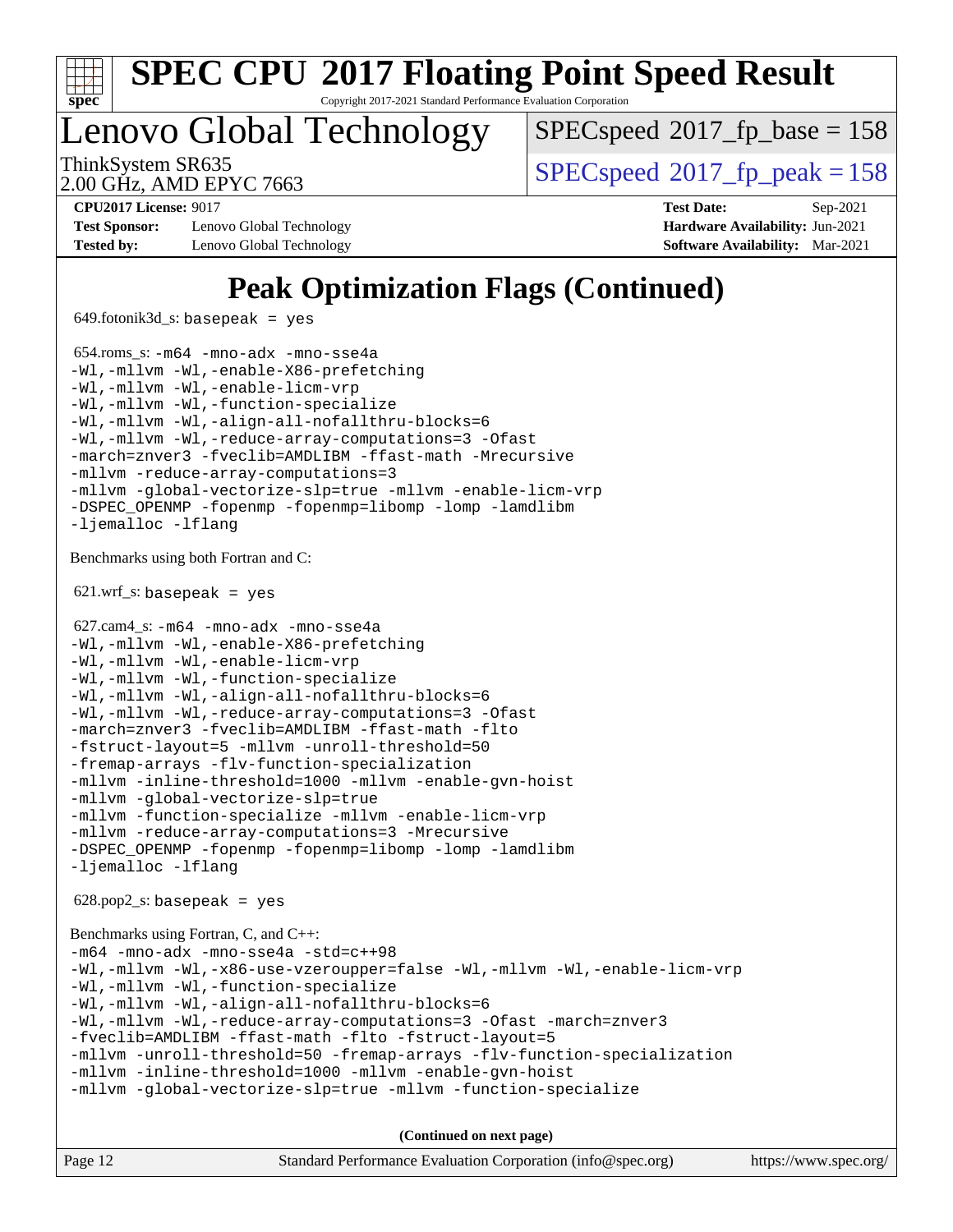# SPEC CPU 2017 Floating Point Speed Result

Copyright 2017-2021 Standard Performance Evaluation Corporation

## Lenovo Global Technology

ThinkSystem SR635
2.00 GHz, AMD EPYC 7663

SPECspeed 2017_fp_base = 158

SPECspeed 2017_fp_peak = 158

**CPU2017 License:** 9017
**Test Sponsor:** Lenovo Global Technology
**Tested by:** Lenovo Global Technology
**Test Date:** Sep-2021
**Hardware Availability:** Jun-2021
**Software Availability:** Mar-2021

# Peak Optimization Flags (Continued)

649.fotonik3d_s: `basepeak = yes`

654.roms_s:
```
-m64 -mno-adx -mno-sse4a
-Wl,-mllvm -Wl,-enable-X86-prefetching
-Wl,-mllvm -Wl,-enable-licm-vrp
-Wl,-mllvm -Wl,-function-specialize
-Wl,-mllvm -Wl,-align-all-nofallthru-blocks=6
-Wl,-mllvm -Wl,-reduce-array-computations=3 -Ofast
-march=znver3 -fveclib=AMDLIBM -ffast-math -Mrecursive
-mllvm -reduce-array-computations=3
-mllvm -global-vectorize-slp=true -mllvm -enable-licm-vrp
-DSPEC_OPENMP -fopenmp -fopenmp=libomp -lomp -lamdlibm
-ljemalloc -lflang
```

Benchmarks using both Fortran and C:

621.wrf_s: `basepeak = yes`

627.cam4_s:
```
-m64 -mno-adx -mno-sse4a
-Wl,-mllvm -Wl,-enable-X86-prefetching
-Wl,-mllvm -Wl,-enable-licm-vrp
-Wl,-mllvm -Wl,-function-specialize
-Wl,-mllvm -Wl,-align-all-nofallthru-blocks=6
-Wl,-mllvm -Wl,-reduce-array-computations=3 -Ofast
-march=znver3 -fveclib=AMDLIBM -ffast-math -flto
-fstruct-layout=5 -mllvm -unroll-threshold=50
-fremap-arrays -flv-function-specialization
-mllvm -inline-threshold=1000 -mllvm -enable-gvn-hoist
-mllvm -global-vectorize-slp=true
-mllvm -function-specialize -mllvm -enable-licm-vrp
-mllvm -reduce-array-computations=3 -Mrecursive
-DSPEC_OPENMP -fopenmp -fopenmp=libomp -lomp -lamdlibm
-ljemalloc -lflang
```

628.pop2_s: `basepeak = yes`

Benchmarks using Fortran, C, and C++:
```
-m64 -mno-adx -mno-sse4a -std=c++98
-Wl,-mllvm -Wl,-x86-use-vzeroupper=false -Wl,-mllvm -Wl,-enable-licm-vrp
-Wl,-mllvm -Wl,-function-specialize
-Wl,-mllvm -Wl,-align-all-nofallthru-blocks=6
-Wl,-mllvm -Wl,-reduce-array-computations=3 -Ofast -march=znver3
-fveclib=AMDLIBM -ffast-math -flto -fstruct-layout=5
-mllvm -unroll-threshold=50 -fremap-arrays -flv-function-specialization
-mllvm -inline-threshold=1000 -mllvm -enable-gvn-hoist
-mllvm -global-vectorize-slp=true -mllvm -function-specialize
```

**(Continued on next page)**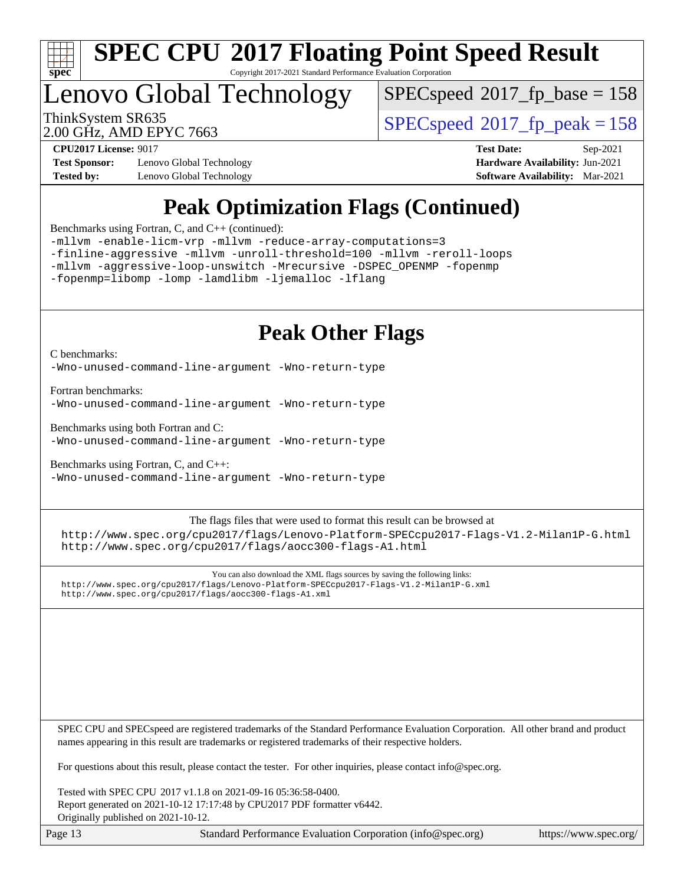# Peak Optimization Flags (Continued)

Benchmarks using Fortran, C, and C++ (continued):

```
-mllvm -enable-licm-vrp -mllvm -reduce-array-computations=3
-finline-aggressive -mllvm -unroll-threshold=100 -mllvm -reroll-loops
-mllvm -aggressive-loop-unswitch -Mrecursive -DSPEC_OPENMP -fopenmp
-fopenmp=libomp -lomp -lamdlibm -ljemalloc -lflang
```

# Peak Other Flags

C benchmarks:

```
-Wno-unused-command-line-argument -Wno-return-type
```

Fortran benchmarks:

```
-Wno-unused-command-line-argument -Wno-return-type
```

Benchmarks using both Fortran and C:

```
-Wno-unused-command-line-argument -Wno-return-type
```

Benchmarks using Fortran, C, and C++:

```
-Wno-unused-command-line-argument -Wno-return-type
```

The flags files that were used to format this result can be browsed at

http://www.spec.org/cpu2017/flags/Lenovo-Platform-SPECcpu2017-Flags-V1.2-Milan1P-G.html
http://www.spec.org/cpu2017/flags/aocc300-flags-A1.html

You can also download the XML flags sources by saving the following links:

http://www.spec.org/cpu2017/flags/Lenovo-Platform-SPECcpu2017-Flags-V1.2-Milan1P-G.xml
http://www.spec.org/cpu2017/flags/aocc300-flags-A1.xml

SPEC CPU and SPECspeed are registered trademarks of the Standard Performance Evaluation Corporation. All other brand and product names appearing in this result are trademarks or registered trademarks of their respective holders.

For questions about this result, please contact the tester. For other inquiries, please contact info@spec.org.

Tested with SPEC CPU 2017 v1.1.8 on 2021-09-16 05:36:58-0400.
Report generated on 2021-10-12 17:17:48 by CPU2017 PDF formatter v6442.
Originally published on 2021-10-12.